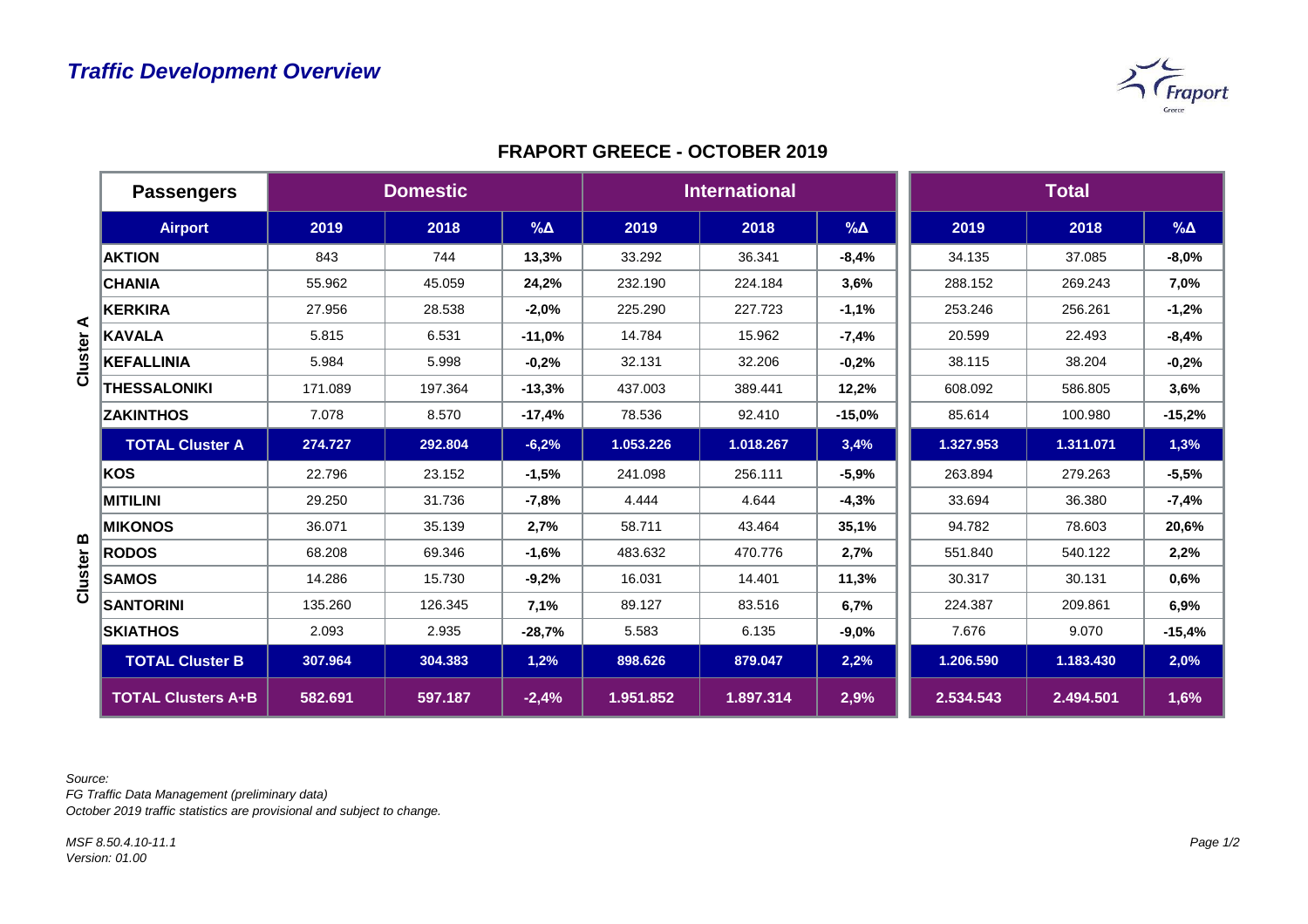## *Traffic Development Overview*

### FRAPORT GREECE - OCTOBER 2019

| | Passengers | Domestic | | | International | | | Total | | |
|---|---|---|---|---|---|---|---|---|---|---|
| | **Airport** | **2019** | **2018** | **%Δ** | **2019** | **2018** | **%Δ** | **2019** | **2018** | **%Δ** |
| Cluster A | **AKTION** | 843 | 744 | **13,3%** | 33.292 | 36.341 | **-8,4%** | 34.135 | 37.085 | **-8,0%** |
| | **CHANIA** | 55.962 | 45.059 | **24,2%** | 232.190 | 224.184 | **3,6%** | 288.152 | 269.243 | **7,0%** |
| | **KERKIRA** | 27.956 | 28.538 | **-2,0%** | 225.290 | 227.723 | **-1,1%** | 253.246 | 256.261 | **-1,2%** |
| | **KAVALA** | 5.815 | 6.531 | **-11,0%** | 14.784 | 15.962 | **-7,4%** | 20.599 | 22.493 | **-8,4%** |
| | **KEFALLINIA** | 5.984 | 5.998 | **-0,2%** | 32.131 | 32.206 | **-0,2%** | 38.115 | 38.204 | **-0,2%** |
| | **THESSALONIKI** | 171.089 | 197.364 | **-13,3%** | 437.003 | 389.441 | **12,2%** | 608.092 | 586.805 | **3,6%** |
| | **ZAKINTHOS** | 7.078 | 8.570 | **-17,4%** | 78.536 | 92.410 | **-15,0%** | 85.614 | 100.980 | **-15,2%** |
| | **TOTAL Cluster A** | **274.727** | **292.804** | **-6,2%** | **1.053.226** | **1.018.267** | **3,4%** | **1.327.953** | **1.311.071** | **1,3%** |
| Cluster B | **KOS** | 22.796 | 23.152 | **-1,5%** | 241.098 | 256.111 | **-5,9%** | 263.894 | 279.263 | **-5,5%** |
| | **MITILINI** | 29.250 | 31.736 | **-7,8%** | 4.444 | 4.644 | **-4,3%** | 33.694 | 36.380 | **-7,4%** |
| | **MIKONOS** | 36.071 | 35.139 | **2,7%** | 58.711 | 43.464 | **35,1%** | 94.782 | 78.603 | **20,6%** |
| | **RODOS** | 68.208 | 69.346 | **-1,6%** | 483.632 | 470.776 | **2,7%** | 551.840 | 540.122 | **2,2%** |
| | **SAMOS** | 14.286 | 15.730 | **-9,2%** | 16.031 | 14.401 | **11,3%** | 30.317 | 30.131 | **0,6%** |
| | **SANTORINI** | 135.260 | 126.345 | **7,1%** | 89.127 | 83.516 | **6,7%** | 224.387 | 209.861 | **6,9%** |
| | **SKIATHOS** | 2.093 | 2.935 | **-28,7%** | 5.583 | 6.135 | **-9,0%** | 7.676 | 9.070 | **-15,4%** |
| | **TOTAL Cluster B** | **307.964** | **304.383** | **1,2%** | **898.626** | **879.047** | **2,2%** | **1.206.590** | **1.183.430** | **2,0%** |
| | **TOTAL Clusters A+B** | **582.691** | **597.187** | **-2,4%** | **1.951.852** | **1.897.314** | **2,9%** | **2.534.543** | **2.494.501** | **1,6%** |

*Source:*
*FG Traffic Data Management (preliminary data)*
*October 2019 traffic statistics are provisional and subject to change.*

*MSF 8.50.4.10-11.1*
*Version: 01.00*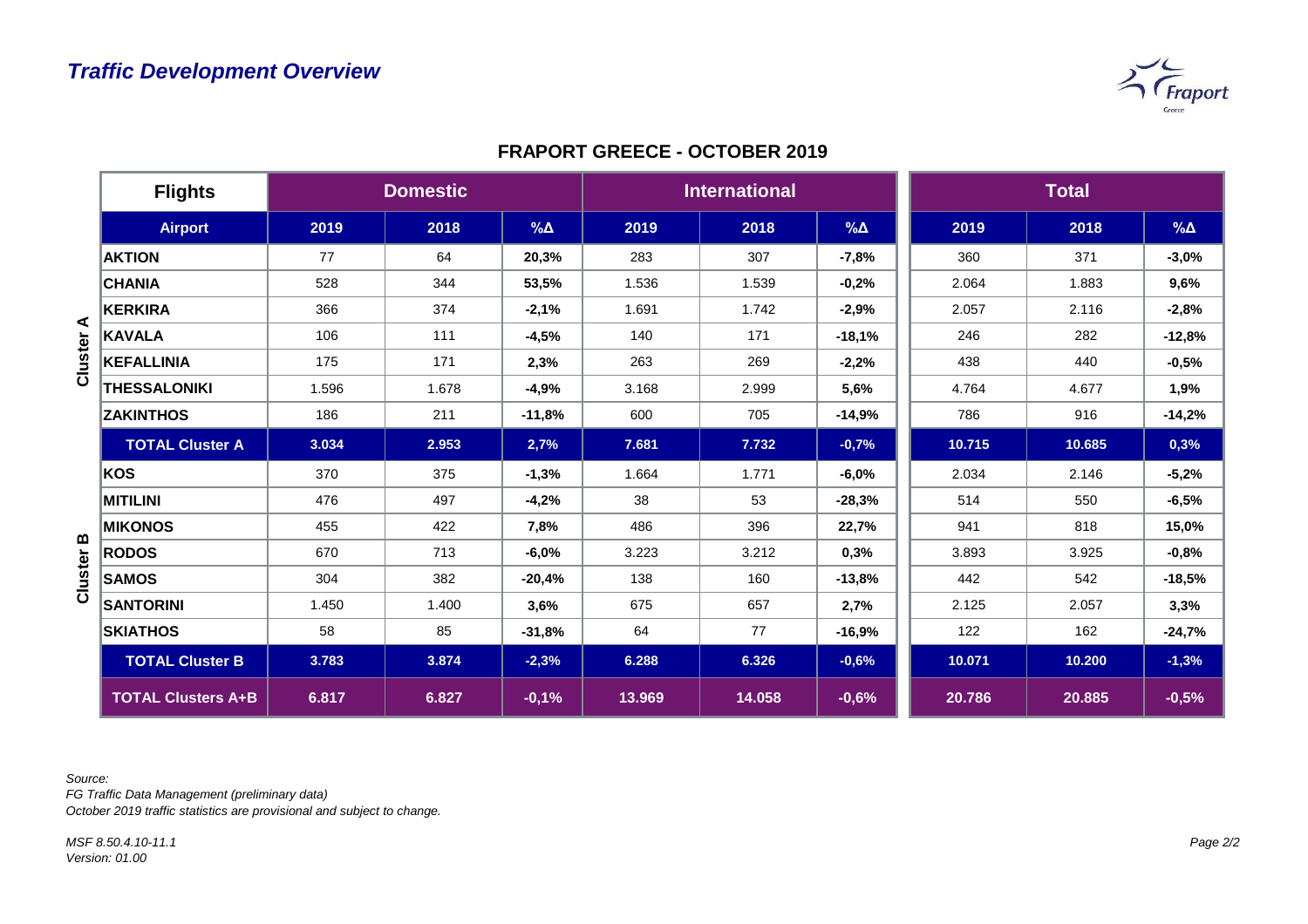# Traffic Development Overview

## FRAPORT GREECE - OCTOBER 2019

| | Flights | Domestic | | | International | | | Total | | |
|---|---|---|---|---|---|---|---|---|---|---|
| | **Airport** | **2019** | **2018** | **%Δ** | **2019** | **2018** | **%Δ** | **2019** | **2018** | **%Δ** |
| Cluster A | **AKTION** | 77 | 64 | **20,3%** | 283 | 307 | **-7,8%** | 360 | 371 | **-3,0%** |
| | **CHANIA** | 528 | 344 | **53,5%** | 1.536 | 1.539 | **-0,2%** | 2.064 | 1.883 | **9,6%** |
| | **KERKIRA** | 366 | 374 | **-2,1%** | 1.691 | 1.742 | **-2,9%** | 2.057 | 2.116 | **-2,8%** |
| | **KAVALA** | 106 | 111 | **-4,5%** | 140 | 171 | **-18,1%** | 246 | 282 | **-12,8%** |
| | **KEFALLINIA** | 175 | 171 | **2,3%** | 263 | 269 | **-2,2%** | 438 | 440 | **-0,5%** |
| | **THESSALONIKI** | 1.596 | 1.678 | **-4,9%** | 3.168 | 2.999 | **5,6%** | 4.764 | 4.677 | **1,9%** |
| | **ZAKINTHOS** | 186 | 211 | **-11,8%** | 600 | 705 | **-14,9%** | 786 | 916 | **-14,2%** |
| | **TOTAL Cluster A** | **3.034** | **2.953** | **2,7%** | **7.681** | **7.732** | **-0,7%** | **10.715** | **10.685** | **0,3%** |
| Cluster B | **KOS** | 370 | 375 | **-1,3%** | 1.664 | 1.771 | **-6,0%** | 2.034 | 2.146 | **-5,2%** |
| | **MITILINI** | 476 | 497 | **-4,2%** | 38 | 53 | **-28,3%** | 514 | 550 | **-6,5%** |
| | **MIKONOS** | 455 | 422 | **7,8%** | 486 | 396 | **22,7%** | 941 | 818 | **15,0%** |
| | **RODOS** | 670 | 713 | **-6,0%** | 3.223 | 3.212 | **0,3%** | 3.893 | 3.925 | **-0,8%** |
| | **SAMOS** | 304 | 382 | **-20,4%** | 138 | 160 | **-13,8%** | 442 | 542 | **-18,5%** |
| | **SANTORINI** | 1.450 | 1.400 | **3,6%** | 675 | 657 | **2,7%** | 2.125 | 2.057 | **3,3%** |
| | **SKIATHOS** | 58 | 85 | **-31,8%** | 64 | 77 | **-16,9%** | 122 | 162 | **-24,7%** |
| | **TOTAL Cluster B** | **3.783** | **3.874** | **-2,3%** | **6.288** | **6.326** | **-0,6%** | **10.071** | **10.200** | **-1,3%** |
| | **TOTAL Clusters A+B** | **6.817** | **6.827** | **-0,1%** | **13.969** | **14.058** | **-0,6%** | **20.786** | **20.885** | **-0,5%** |

*Source:*
*FG Traffic Data Management (preliminary data)*
*October 2019 traffic statistics are provisional and subject to change.*

*MSF 8.50.4.10-11.1*
*Version: 01.00*